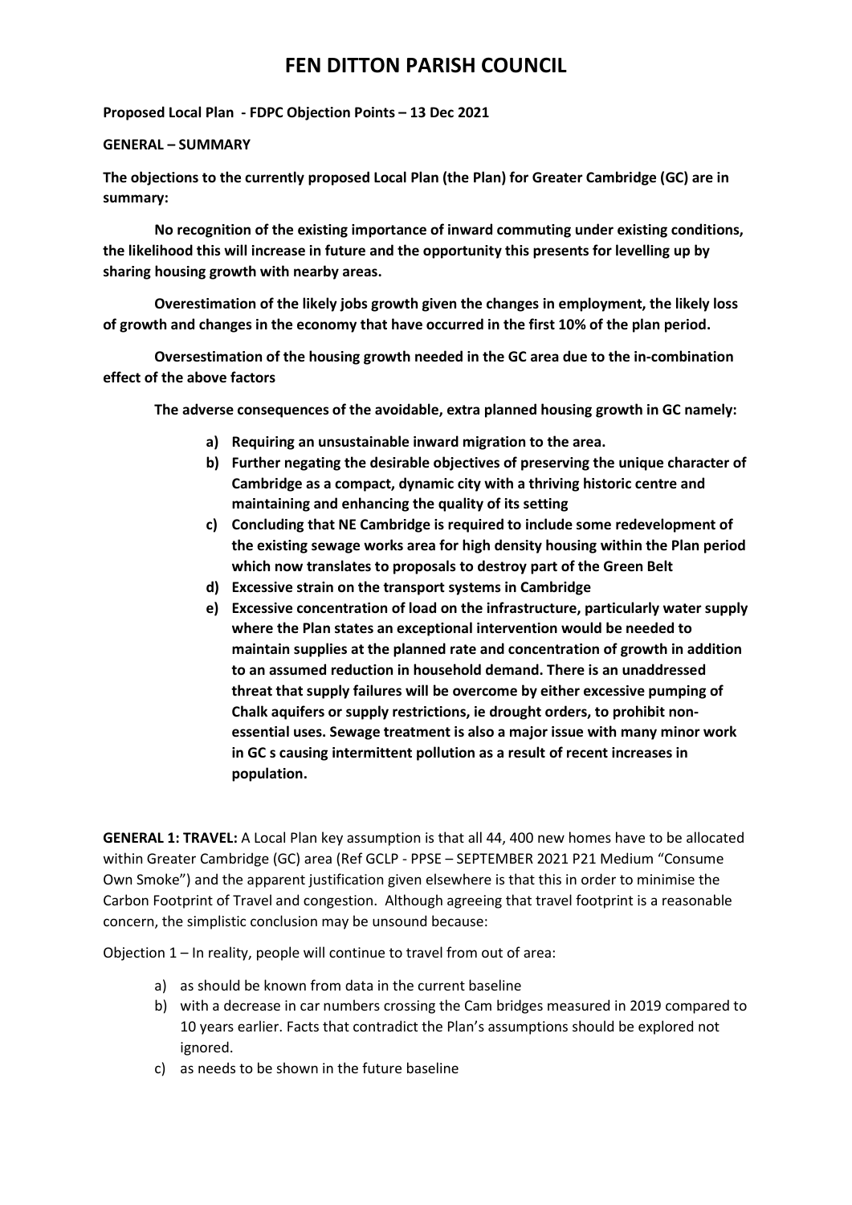# FEN DITTON PARISH COUNCIL

**Proposed Local Plan - FDPC Objection Points – 13 Dec 2021**

**GENERAL – SUMMARY**

**The objections to the currently proposed Local Plan (the Plan) for Greater Cambridge (GC) are in summary:**

**No recognition of the existing importance of inward commuting under existing conditions, the likelihood this will increase in future and the opportunity this presents for levelling up by sharing housing growth with nearby areas.**

**Overestimation of the likely jobs growth given the changes in employment, the likely loss of growth and changes in the economy that have occurred in the first 10% of the plan period.**

**Oversestimation of the housing growth needed in the GC area due to the in-combination effect of the above factors**

**The adverse consequences of the avoidable, extra planned housing growth in GC namely:**

- **a) Requiring an unsustainable inward migration to the area.**
- **b) Further negating the desirable objectives of preserving the unique character of Cambridge as a compact, dynamic city with a thriving historic centre and maintaining and enhancing the quality of its setting**
- **c) Concluding that NE Cambridge is required to include some redevelopment of the existing sewage works area for high density housing within the Plan period which now translates to proposals to destroy part of the Green Belt**
- **d) Excessive strain on the transport systems in Cambridge**
- **e) Excessive concentration of load on the infrastructure, particularly water supply where the Plan states an exceptional intervention would be needed to maintain supplies at the planned rate and concentration of growth in addition to an assumed reduction in household demand. There is an unaddressed threat that supply failures will be overcome by either excessive pumping of Chalk aquifers or supply restrictions, ie drought orders, to prohibit non-essential uses. Sewage treatment is also a major issue with many minor work in GC s causing intermittent pollution as a result of recent increases in population.**

**GENERAL 1: TRAVEL:** A Local Plan key assumption is that all 44, 400 new homes have to be allocated within Greater Cambridge (GC) area (Ref GCLP - PPSE – SEPTEMBER 2021 P21 Medium "Consume Own Smoke") and the apparent justification given elsewhere is that this in order to minimise the Carbon Footprint of Travel and congestion. Although agreeing that travel footprint is a reasonable concern, the simplistic conclusion may be unsound because:

Objection 1 – In reality, people will continue to travel from out of area:

- a) as should be known from data in the current baseline
- b) with a decrease in car numbers crossing the Cam bridges measured in 2019 compared to 10 years earlier. Facts that contradict the Plan's assumptions should be explored not ignored.
- c) as needs to be shown in the future baseline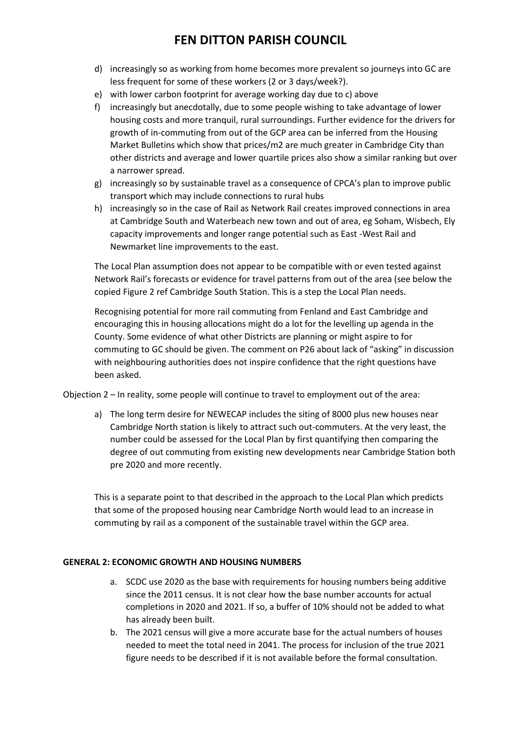d) increasingly so as working from home becomes more prevalent so journeys into GC are less frequent for some of these workers (2 or 3 days/week?).
e) with lower carbon footprint for average working day due to c) above
f) increasingly but anecdotally, due to some people wishing to take advantage of lower housing costs and more tranquil, rural surroundings. Further evidence for the drivers for growth of in-commuting from out of the GCP area can be inferred from the Housing Market Bulletins which show that prices/m2 are much greater in Cambridge City than other districts and average and lower quartile prices also show a similar ranking but over a narrower spread.
g) increasingly so by sustainable travel as a consequence of CPCA's plan to improve public transport which may include connections to rural hubs
h) increasingly so in the case of Rail as Network Rail creates improved connections in area at Cambridge South and Waterbeach new town and out of area, eg Soham, Wisbech, Ely capacity improvements and longer range potential such as East -West Rail and Newmarket line improvements to the east.

The Local Plan assumption does not appear to be compatible with or even tested against Network Rail's forecasts or evidence for travel patterns from out of the area (see below the copied Figure 2 ref Cambridge South Station. This is a step the Local Plan needs.

Recognising potential for more rail commuting from Fenland and East Cambridge and encouraging this in housing allocations might do a lot for the levelling up agenda in the County. Some evidence of what other Districts are planning or might aspire to for commuting to GC should be given. The comment on P26 about lack of "asking" in discussion with neighbouring authorities does not inspire confidence that the right questions have been asked.

Objection 2 – In reality, some people will continue to travel to employment out of the area:

a) The long term desire for NEWECAP includes the siting of 8000 plus new houses near Cambridge North station is likely to attract such out-commuters. At the very least, the number could be assessed for the Local Plan by first quantifying then comparing the degree of out commuting from existing new developments near Cambridge Station both pre 2020 and more recently.

This is a separate point to that described in the approach to the Local Plan which predicts that some of the proposed housing near Cambridge North would lead to an increase in commuting by rail as a component of the sustainable travel within the GCP area.

**GENERAL 2: ECONOMIC GROWTH AND HOUSING NUMBERS**

a. SCDC use 2020 as the base with requirements for housing numbers being additive since the 2011 census. It is not clear how the base number accounts for actual completions in 2020 and 2021. If so, a buffer of 10% should not be added to what has already been built.
b. The 2021 census will give a more accurate base for the actual numbers of houses needed to meet the total need in 2041. The process for inclusion of the true 2021 figure needs to be described if it is not available before the formal consultation.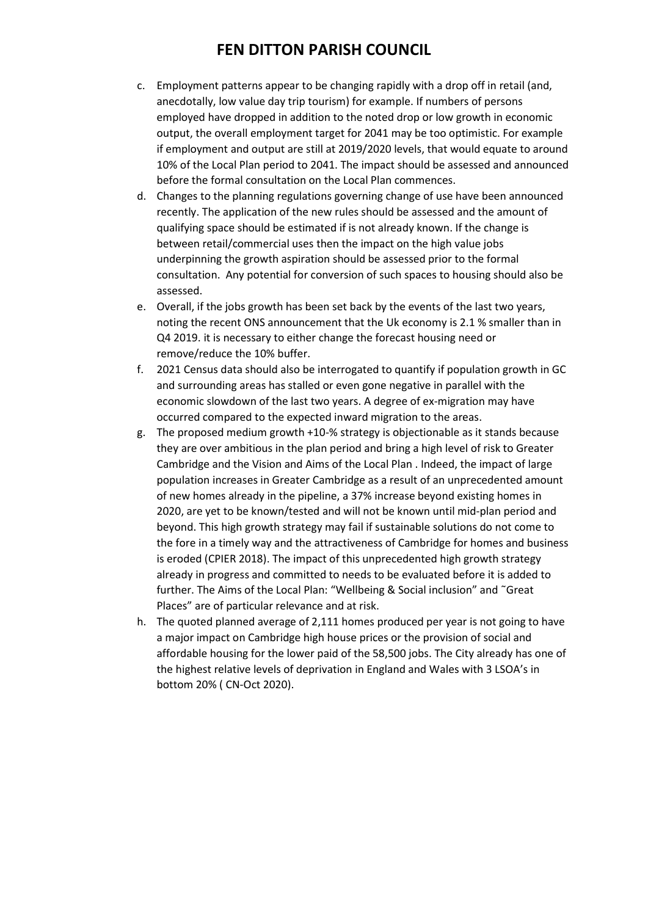c. Employment patterns appear to be changing rapidly with a drop off in retail (and, anecdotally, low value day trip tourism) for example. If numbers of persons employed have dropped in addition to the noted drop or low growth in economic output, the overall employment target for 2041 may be too optimistic. For example if employment and output are still at 2019/2020 levels, that would equate to around 10% of the Local Plan period to 2041. The impact should be assessed and announced before the formal consultation on the Local Plan commences.

d. Changes to the planning regulations governing change of use have been announced recently. The application of the new rules should be assessed and the amount of qualifying space should be estimated if is not already known. If the change is between retail/commercial uses then the impact on the high value jobs underpinning the growth aspiration should be assessed prior to the formal consultation. Any potential for conversion of such spaces to housing should also be assessed.

e. Overall, if the jobs growth has been set back by the events of the last two years, noting the recent ONS announcement that the Uk economy is 2.1 % smaller than in Q4 2019. it is necessary to either change the forecast housing need or remove/reduce the 10% buffer.

f. 2021 Census data should also be interrogated to quantify if population growth in GC and surrounding areas has stalled or even gone negative in parallel with the economic slowdown of the last two years. A degree of ex-migration may have occurred compared to the expected inward migration to the areas.

g. The proposed medium growth +10-% strategy is objectionable as it stands because they are over ambitious in the plan period and bring a high level of risk to Greater Cambridge and the Vision and Aims of the Local Plan . Indeed, the impact of large population increases in Greater Cambridge as a result of an unprecedented amount of new homes already in the pipeline, a 37% increase beyond existing homes in 2020, are yet to be known/tested and will not be known until mid-plan period and beyond. This high growth strategy may fail if sustainable solutions do not come to the fore in a timely way and the attractiveness of Cambridge for homes and business is eroded (CPIER 2018). The impact of this unprecedented high growth strategy already in progress and committed to needs to be evaluated before it is added to further. The Aims of the Local Plan: "Wellbeing & Social inclusion" and ˜Great Places" are of particular relevance and at risk.

h. The quoted planned average of 2,111 homes produced per year is not going to have a major impact on Cambridge high house prices or the provision of social and affordable housing for the lower paid of the 58,500 jobs. The City already has one of the highest relative levels of deprivation in England and Wales with 3 LSOA's in bottom 20% ( CN-Oct 2020).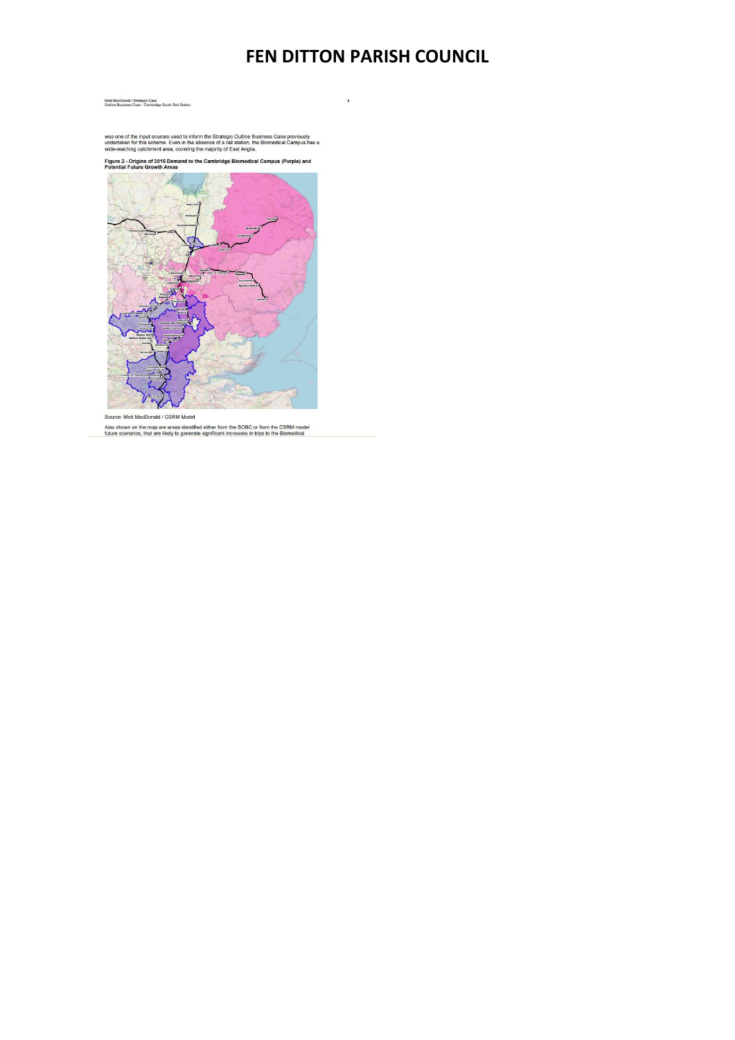# FEN DITTON PARISH COUNCIL

was one of the input sources used to inform the Strategic Outline Business Case previously undertaken for this scheme. Even in the absence of a rail station, the Biomedical Campus has a wide-reaching catchment area, covering the majority of East Anglia.

**Figure 2 - Origins of 2015 Demand to the Cambridge Biomedical Campus (Purple) and Potential Future Growth Areas**

Source: Mott MacDonald / CSRM Model

Also shown on the map are areas identified either from the SOBC or from the CSRM model future scenarios, that are likely to generate significant increases in trips to the Biomedical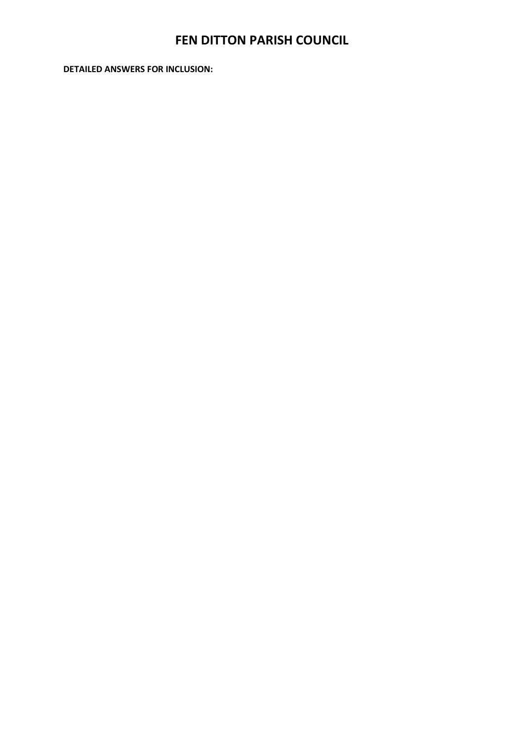# FEN DITTON PARISH COUNCIL

**DETAILED ANSWERS FOR INCLUSION:**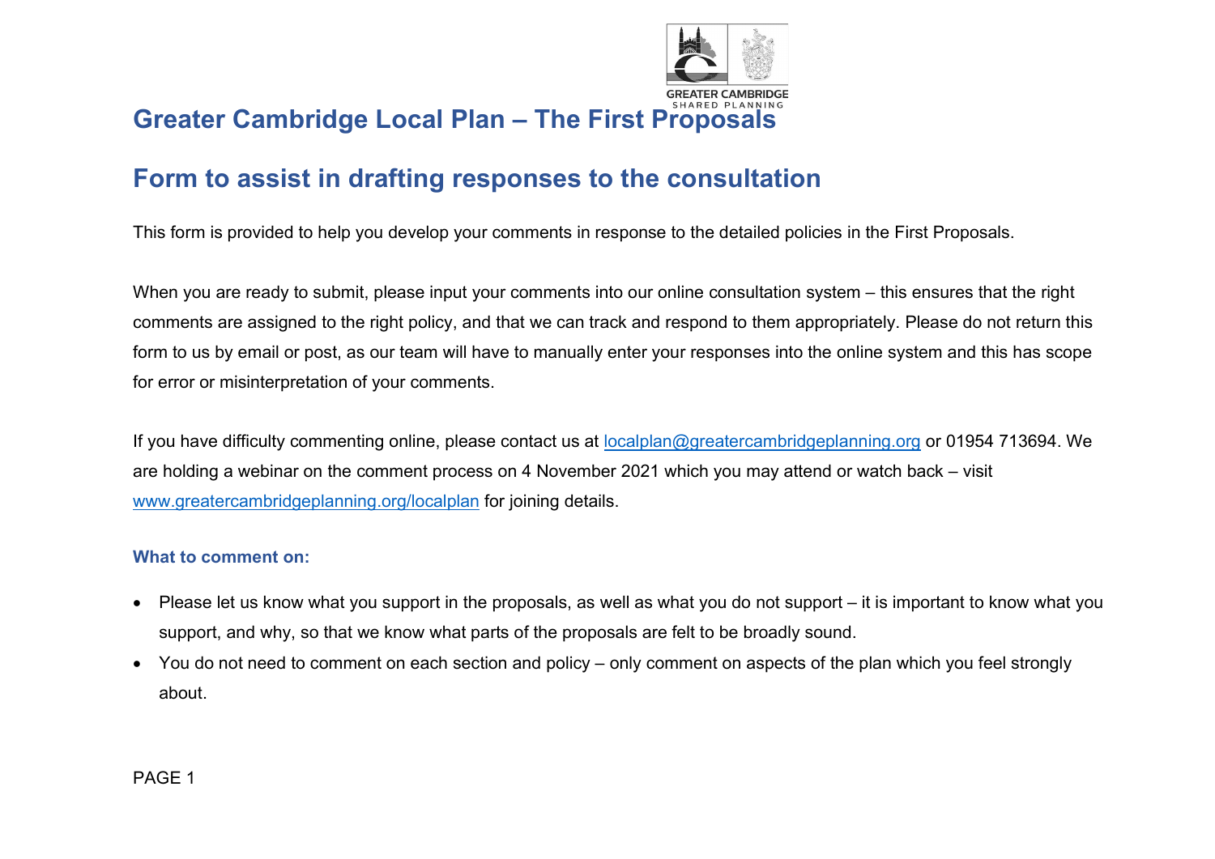# Greater Cambridge Local Plan – The First Proposals

## Form to assist in drafting responses to the consultation

This form is provided to help you develop your comments in response to the detailed policies in the First Proposals.

When you are ready to submit, please input your comments into our online consultation system – this ensures that the right comments are assigned to the right policy, and that we can track and respond to them appropriately. Please do not return this form to us by email or post, as our team will have to manually enter your responses into the online system and this has scope for error or misinterpretation of your comments.

If you have difficulty commenting online, please contact us at localplan@greatercambridgeplanning.org or 01954 713694. We are holding a webinar on the comment process on 4 November 2021 which you may attend or watch back – visit www.greatercambridgeplanning.org/localplan for joining details.

### What to comment on:

- Please let us know what you support in the proposals, as well as what you do not support – it is important to know what you support, and why, so that we know what parts of the proposals are felt to be broadly sound.
- You do not need to comment on each section and policy – only comment on aspects of the plan which you feel strongly about.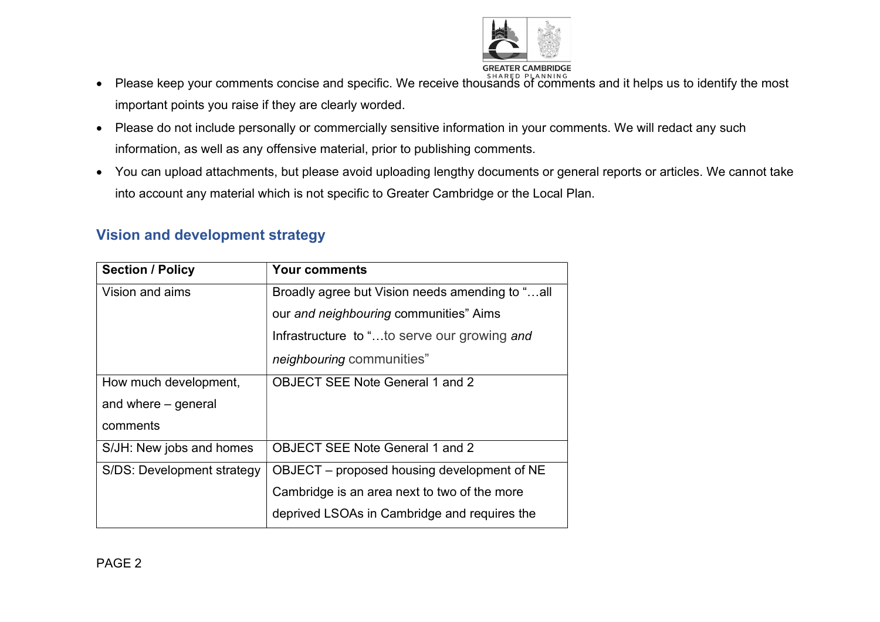- Please keep your comments concise and specific. We receive thousands of comments and it helps us to identify the most important points you raise if they are clearly worded.
- Please do not include personally or commercially sensitive information in your comments. We will redact any such information, as well as any offensive material, prior to publishing comments.
- You can upload attachments, but please avoid uploading lengthy documents or general reports or articles. We cannot take into account any material which is not specific to Greater Cambridge or the Local Plan.

## Vision and development strategy

| Section / Policy | Your comments |
| --- | --- |
| Vision and aims | Broadly agree but Vision needs amending to "…all our *and neighbouring* communities" Aims Infrastructure to "…to serve our growing *and neighbouring* communities" |
| How much development, and where – general comments | OBJECT SEE Note General 1 and 2 |
| S/JH: New jobs and homes | OBJECT SEE Note General 1 and 2 |
| S/DS: Development strategy | OBJECT – proposed housing development of NE Cambridge is an area next to two of the more deprived LSOAs in Cambridge and requires the |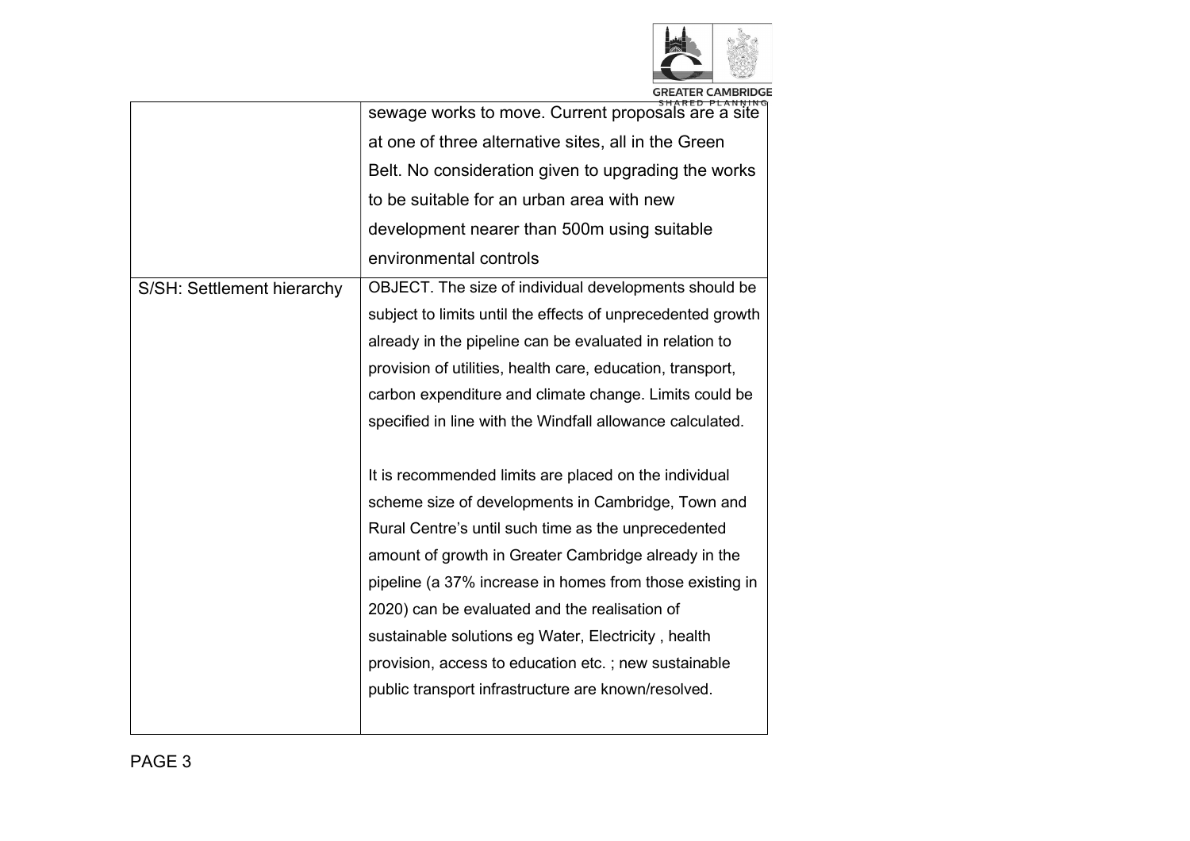| | |
|---|---|
| | sewage works to move. Current proposals are a site at one of three alternative sites, all in the Green Belt. No consideration given to upgrading the works to be suitable for an urban area with new development nearer than 500m using suitable environmental controls |
| S/SH: Settlement hierarchy | OBJECT. The size of individual developments should be subject to limits until the effects of unprecedented growth already in the pipeline can be evaluated in relation to provision of utilities, health care, education, transport, carbon expenditure and climate change. Limits could be specified in line with the Windfall allowance calculated.<br><br>It is recommended limits are placed on the individual scheme size of developments in Cambridge, Town and Rural Centre's until such time as the unprecedented amount of growth in Greater Cambridge already in the pipeline (a 37% increase in homes from those existing in 2020) can be evaluated and the realisation of sustainable solutions eg Water, Electricity , health provision, access to education etc. ; new sustainable public transport infrastructure are known/resolved. |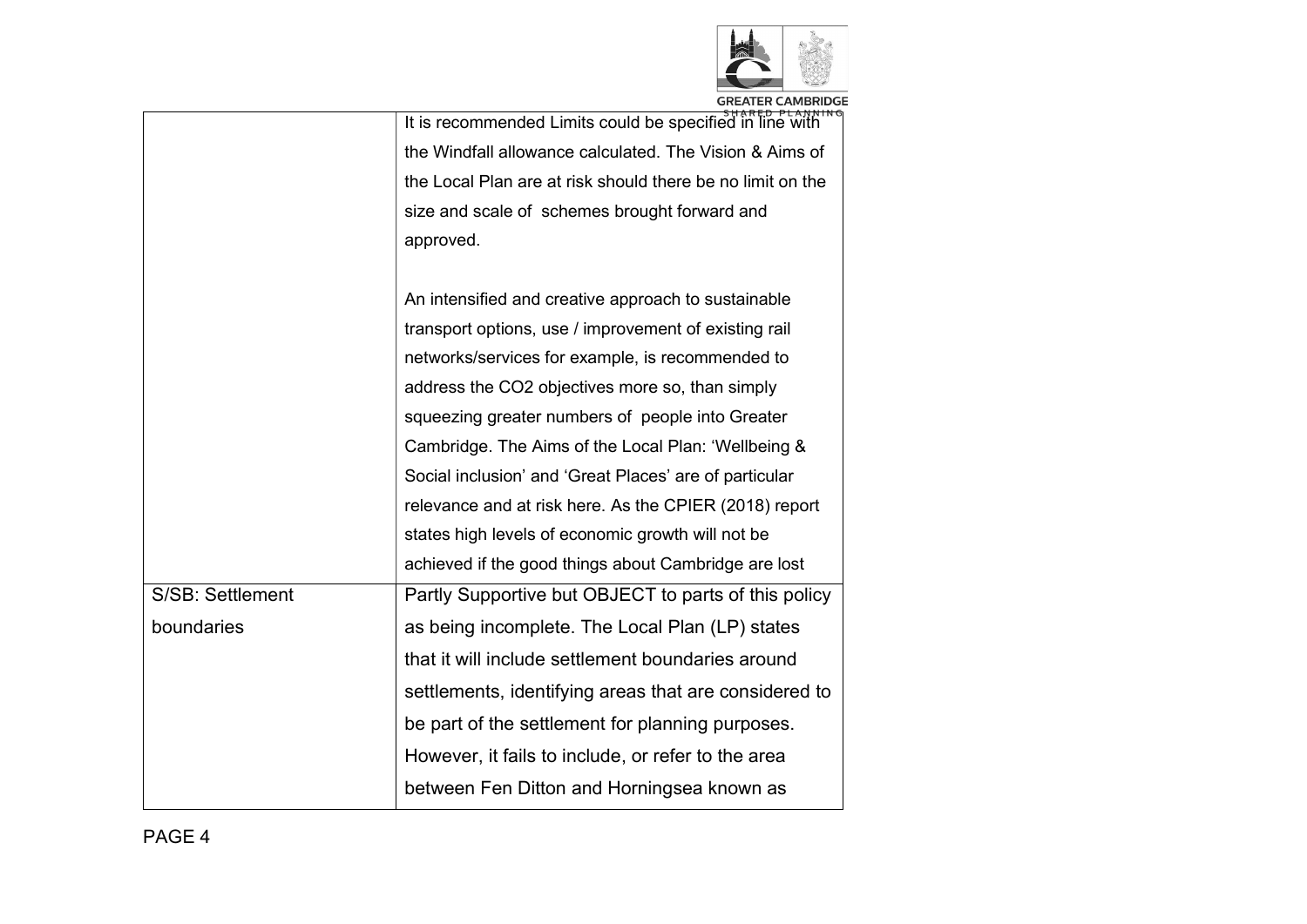| | |
|---|---|
| | It is recommended Limits could be specified in line with the Windfall allowance calculated. The Vision & Aims of the Local Plan are at risk should there be no limit on the size and scale of schemes brought forward and approved.<br><br>An intensified and creative approach to sustainable transport options, use / improvement of existing rail networks/services for example, is recommended to address the CO2 objectives more so, than simply squeezing greater numbers of people into Greater Cambridge. The Aims of the Local Plan: 'Wellbeing & Social inclusion' and 'Great Places' are of particular relevance and at risk here. As the CPIER (2018) report states high levels of economic growth will not be achieved if the good things about Cambridge are lost |
| S/SB: Settlement boundaries | Partly Supportive but OBJECT to parts of this policy as being incomplete. The Local Plan (LP) states that it will include settlement boundaries around settlements, identifying areas that are considered to be part of the settlement for planning purposes. However, it fails to include, or refer to the area between Fen Ditton and Horningsea known as |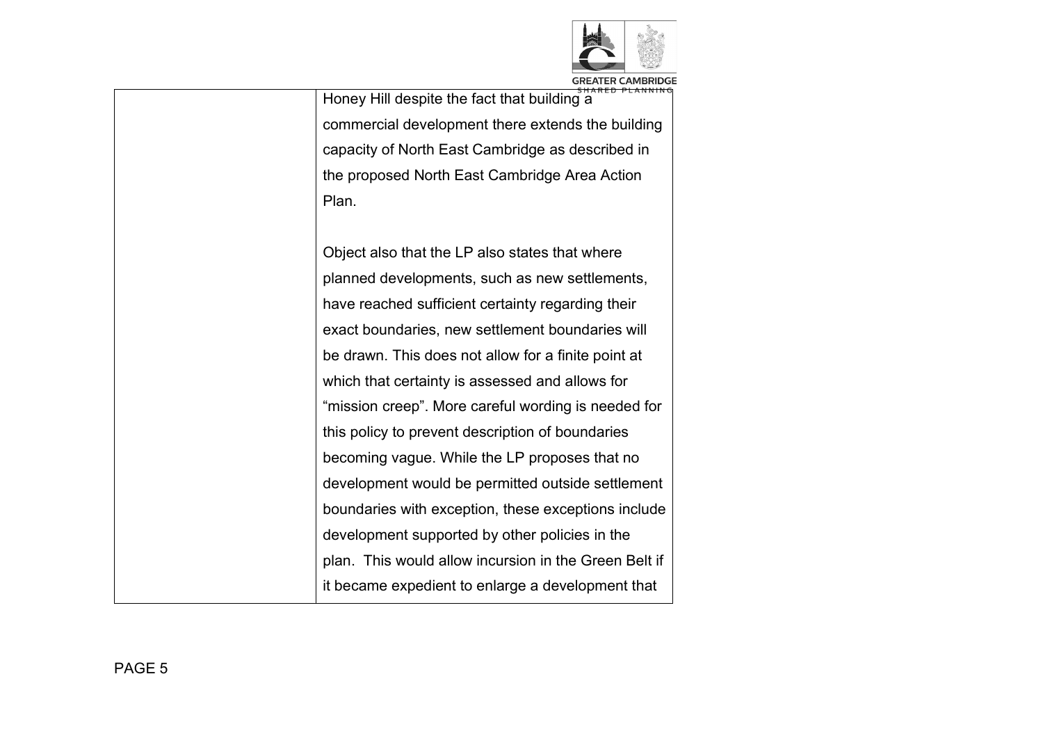| | |
|---|---|
| | Honey Hill despite the fact that building a commercial development there extends the building capacity of North East Cambridge as described in the proposed North East Cambridge Area Action Plan.<br><br>Object also that the LP also states that where planned developments, such as new settlements, have reached sufficient certainty regarding their exact boundaries, new settlement boundaries will be drawn. This does not allow for a finite point at which that certainty is assessed and allows for "mission creep". More careful wording is needed for this policy to prevent description of boundaries becoming vague. While the LP proposes that no development would be permitted outside settlement boundaries with exception, these exceptions include development supported by other policies in the plan. This would allow incursion in the Green Belt if it became expedient to enlarge a development that |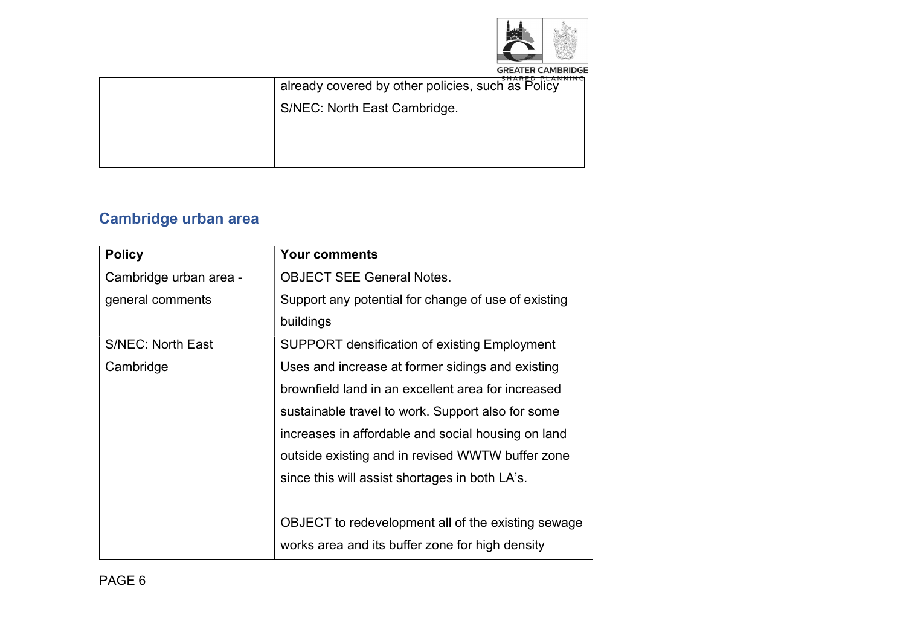| | |
|---|---|
| | already covered by other policies, such as Policy S/NEC: North East Cambridge. |

## Cambridge urban area

| Policy | Your comments |
|---|---|
| Cambridge urban area - general comments | OBJECT SEE General Notes.<br>Support any potential for change of use of existing buildings |
| S/NEC: North East Cambridge | SUPPORT densification of existing Employment Uses and increase at former sidings and existing brownfield land in an excellent area for increased sustainable travel to work. Support also for some increases in affordable and social housing on land outside existing and in revised WWTW buffer zone since this will assist shortages in both LA's.<br><br>OBJECT to redevelopment all of the existing sewage works area and its buffer zone for high density |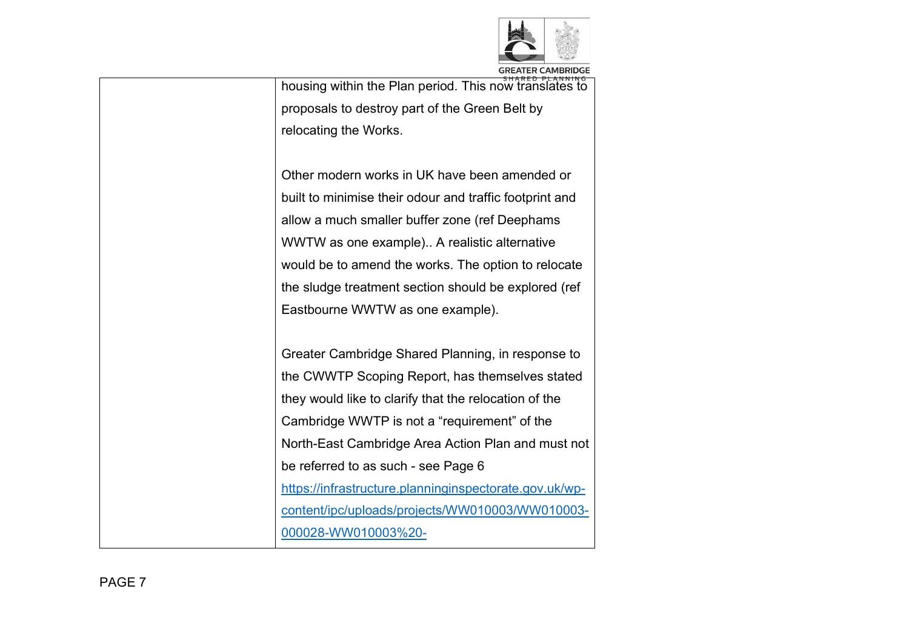| | |
|---|---|
| | housing within the Plan period. This now translates to proposals to destroy part of the Green Belt by relocating the Works.<br><br>Other modern works in UK have been amended or built to minimise their odour and traffic footprint and allow a much smaller buffer zone (ref Deephams WWTW as one example).. A realistic alternative would be to amend the works. The option to relocate the sludge treatment section should be explored (ref Eastbourne WWTW as one example).<br><br>Greater Cambridge Shared Planning, in response to the CWWTP Scoping Report, has themselves stated they would like to clarify that the relocation of the Cambridge WWTP is not a "requirement" of the North-East Cambridge Area Action Plan and must not be referred to as such - see Page 6 https://infrastructure.planninginspectorate.gov.uk/wp-content/ipc/uploads/projects/WW010003/WW010003-000028-WW010003%20- |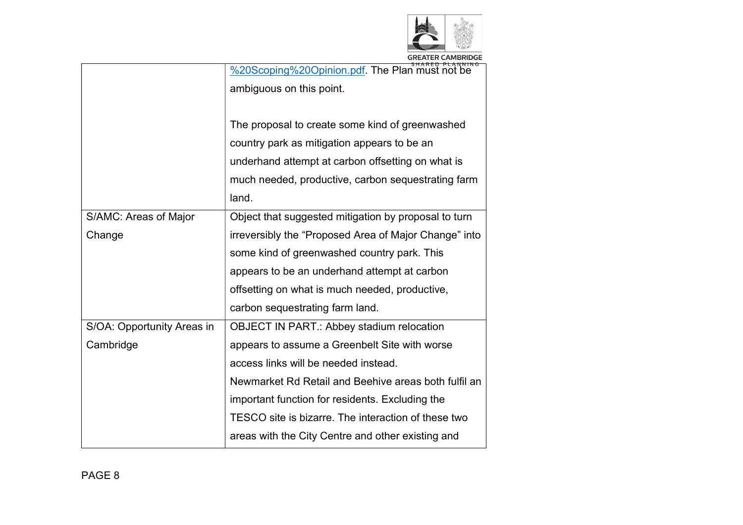| | |
|---|---|
| | %20Scoping%20Opinion.pdf. The Plan must not be ambiguous on this point.<br><br>The proposal to create some kind of greenwashed country park as mitigation appears to be an underhand attempt at carbon offsetting on what is much needed, productive, carbon sequestrating farm land. |
| S/AMC: Areas of Major Change | Object that suggested mitigation by proposal to turn irreversibly the "Proposed Area of Major Change" into some kind of greenwashed country park. This appears to be an underhand attempt at carbon offsetting on what is much needed, productive, carbon sequestrating farm land. |
| S/OA: Opportunity Areas in Cambridge | OBJECT IN PART.: Abbey stadium relocation appears to assume a Greenbelt Site with worse access links will be needed instead.<br>Newmarket Rd Retail and Beehive areas both fulfil an important function for residents. Excluding the TESCO site is bizarre. The interaction of these two areas with the City Centre and other existing and |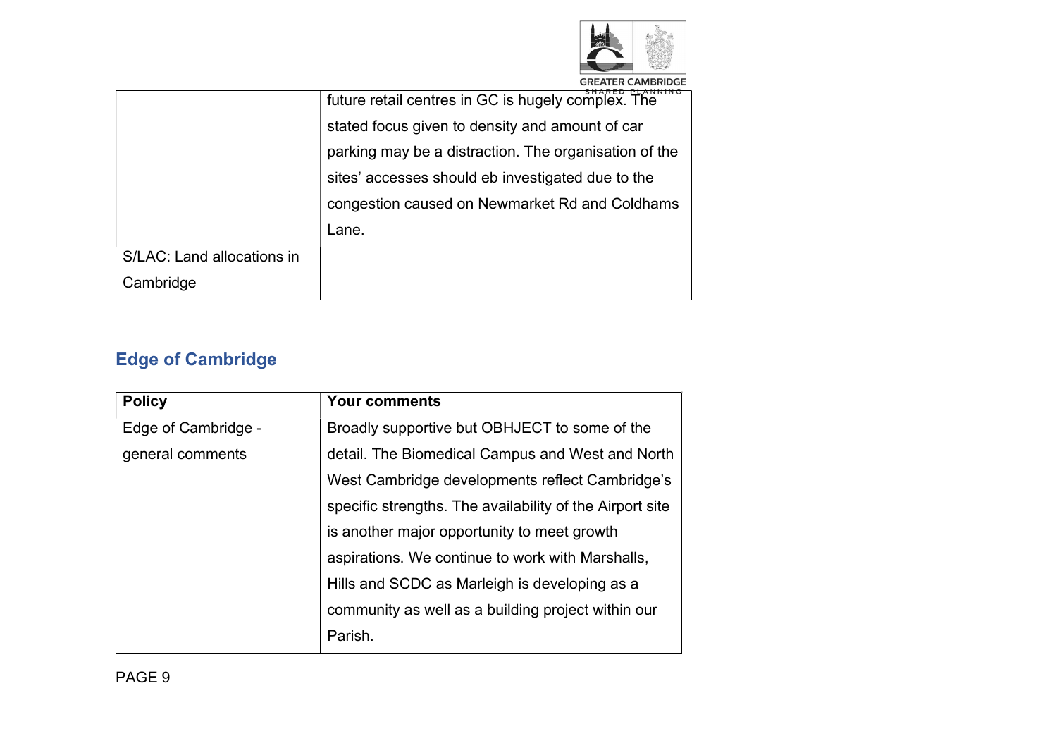| | |
|---|---|
| | future retail centres in GC is hugely complex. The stated focus given to density and amount of car parking may be a distraction. The organisation of the sites' accesses should eb investigated due to the congestion caused on Newmarket Rd and Coldhams Lane. |
| S/LAC: Land allocations in Cambridge | |

## Edge of Cambridge

| Policy | Your comments |
|---|---|
| Edge of Cambridge - general comments | Broadly supportive but OBHJECT to some of the detail. The Biomedical Campus and West and North West Cambridge developments reflect Cambridge's specific strengths. The availability of the Airport site is another major opportunity to meet growth aspirations. We continue to work with Marshalls, Hills and SCDC as Marleigh is developing as a community as well as a building project within our Parish. |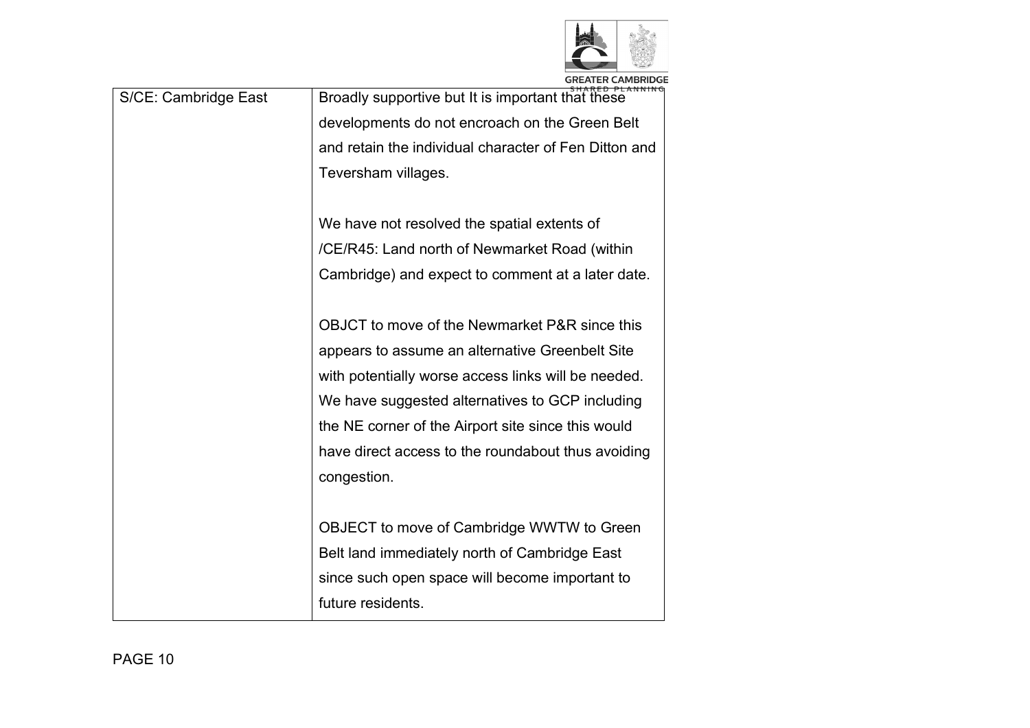| S/CE: Cambridge East | Broadly supportive but It is important that these developments do not encroach on the Green Belt and retain the individual character of Fen Ditton and Teversham villages.<br><br>We have not resolved the spatial extents of /CE/R45: Land north of Newmarket Road (within Cambridge) and expect to comment at a later date.<br><br>OBJCT to move of the Newmarket P&R since this appears to assume an alternative Greenbelt Site with potentially worse access links will be needed. We have suggested alternatives to GCP including the NE corner of the Airport site since this would have direct access to the roundabout thus avoiding congestion.<br><br>OBJECT to move of Cambridge WWTW to Green Belt land immediately north of Cambridge East since such open space will become important to future residents. |
|---|---|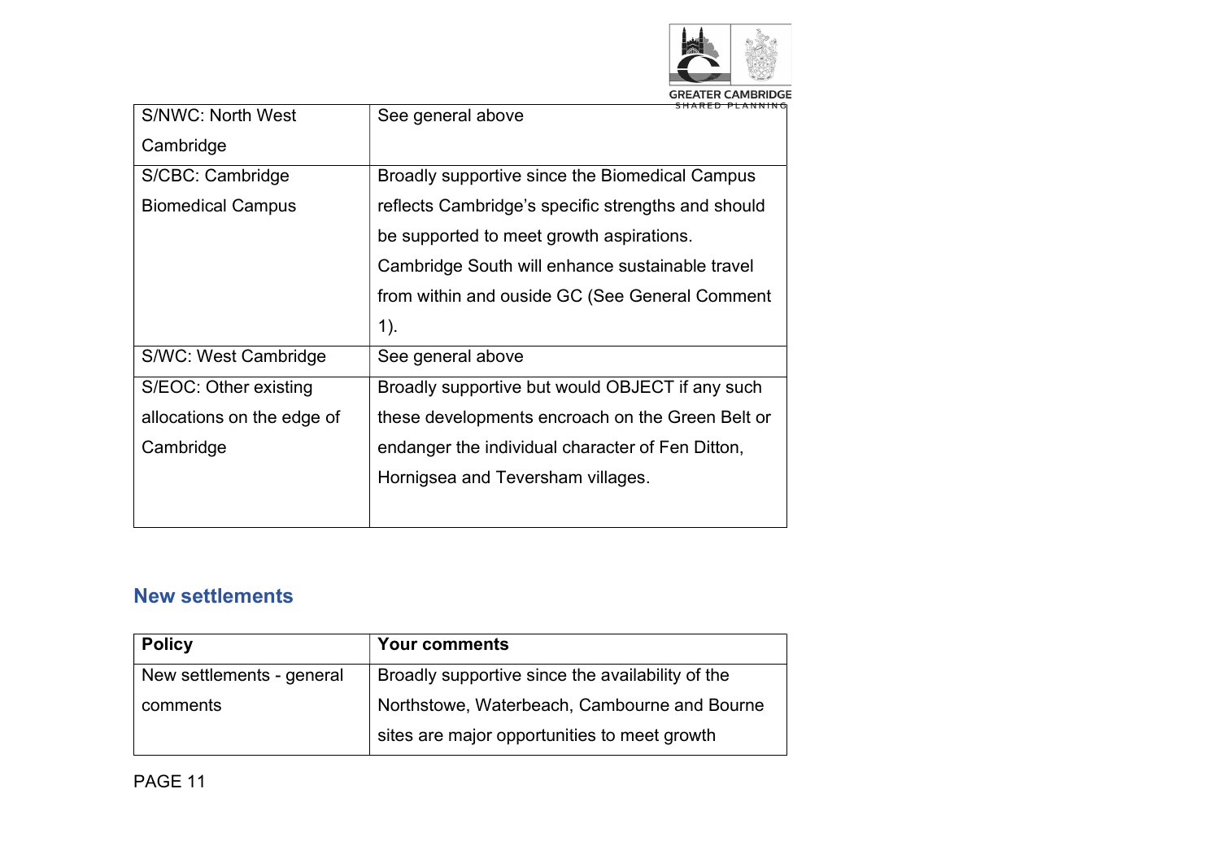| | |
|---|---|
| S/NWC: North West Cambridge | See general above |
| S/CBC: Cambridge Biomedical Campus | Broadly supportive since the Biomedical Campus reflects Cambridge's specific strengths and should be supported to meet growth aspirations. Cambridge South will enhance sustainable travel from within and ouside GC (See General Comment 1). |
| S/WC: West Cambridge | See general above |
| S/EOC: Other existing allocations on the edge of Cambridge | Broadly supportive but would OBJECT if any such these developments encroach on the Green Belt or endanger the individual character of Fen Ditton, Hornigsea and Teversham villages. |

## New settlements

| Policy | Your comments |
|---|---|
| New settlements - general comments | Broadly supportive since the availability of the Northstowe, Waterbeach, Cambourne and Bourne sites are major opportunities to meet growth |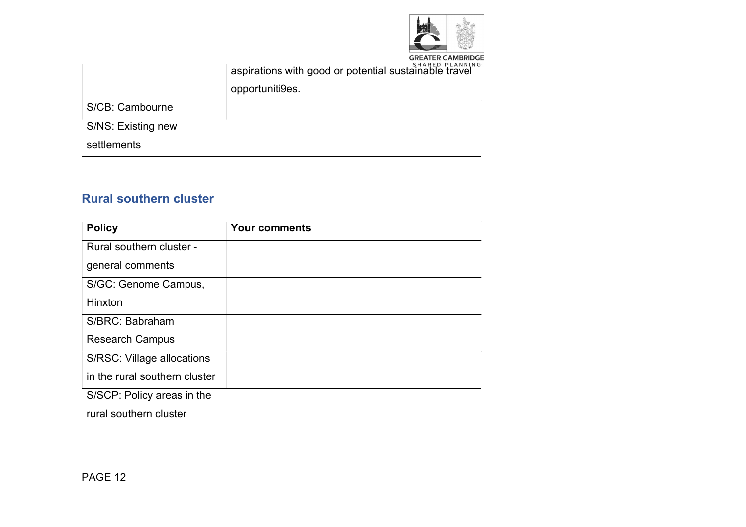|  |  |
|---|---|
|  | aspirations with good or potential sustainable travel opportuniti9es. |
| S/CB: Cambourne |  |
| S/NS: Existing new settlements |  |

## Rural southern cluster

| Policy | Your comments |
|---|---|
| Rural southern cluster - general comments |  |
| S/GC: Genome Campus, Hinxton |  |
| S/BRC: Babraham Research Campus |  |
| S/RSC: Village allocations in the rural southern cluster |  |
| S/SCP: Policy areas in the rural southern cluster |  |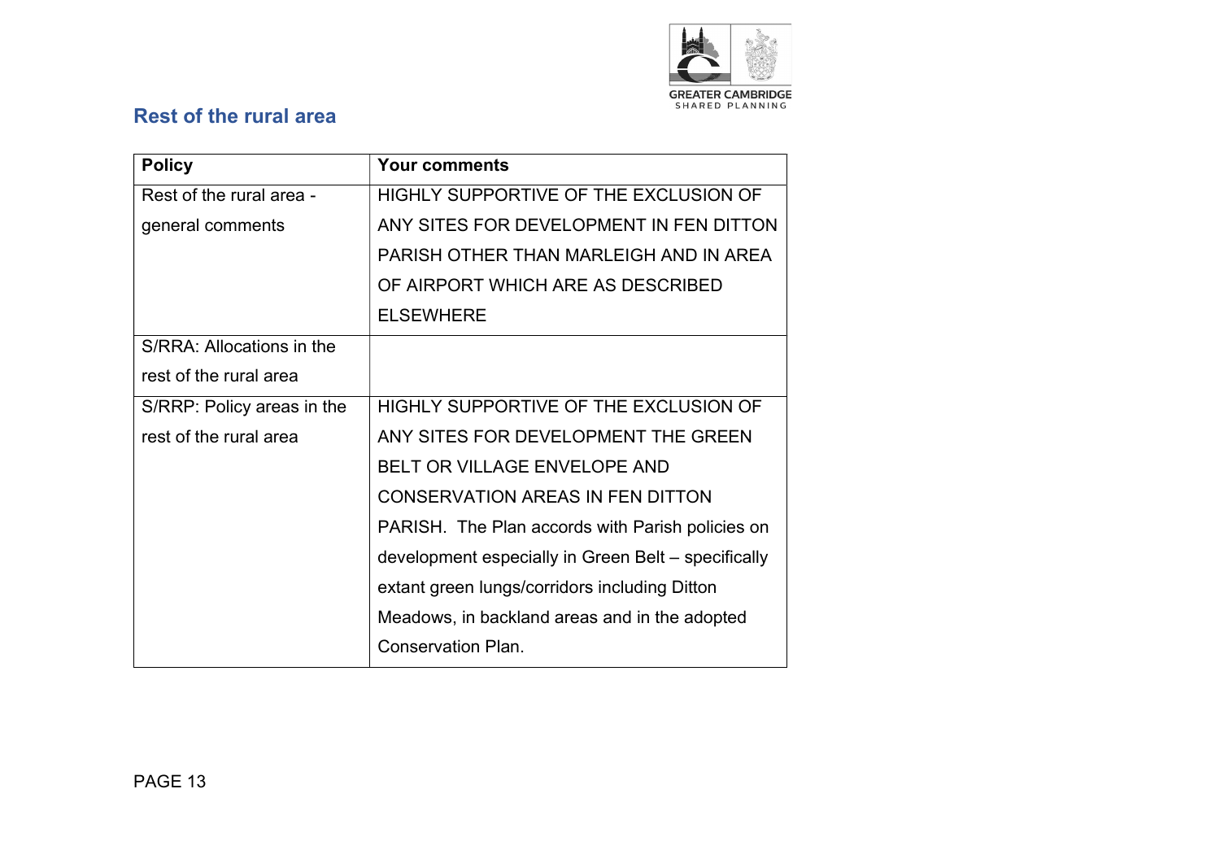## Rest of the rural area

| Policy | Your comments |
| --- | --- |
| Rest of the rural area - general comments | HIGHLY SUPPORTIVE OF THE EXCLUSION OF ANY SITES FOR DEVELOPMENT IN FEN DITTON PARISH OTHER THAN MARLEIGH AND IN AREA OF AIRPORT WHICH ARE AS DESCRIBED ELSEWHERE |
| S/RRA: Allocations in the rest of the rural area | |
| S/RRP: Policy areas in the rest of the rural area | HIGHLY SUPPORTIVE OF THE EXCLUSION OF ANY SITES FOR DEVELOPMENT THE GREEN BELT OR VILLAGE ENVELOPE AND CONSERVATION AREAS IN FEN DITTON PARISH. The Plan accords with Parish policies on development especially in Green Belt – specifically extant green lungs/corridors including Ditton Meadows, in backland areas and in the adopted Conservation Plan. |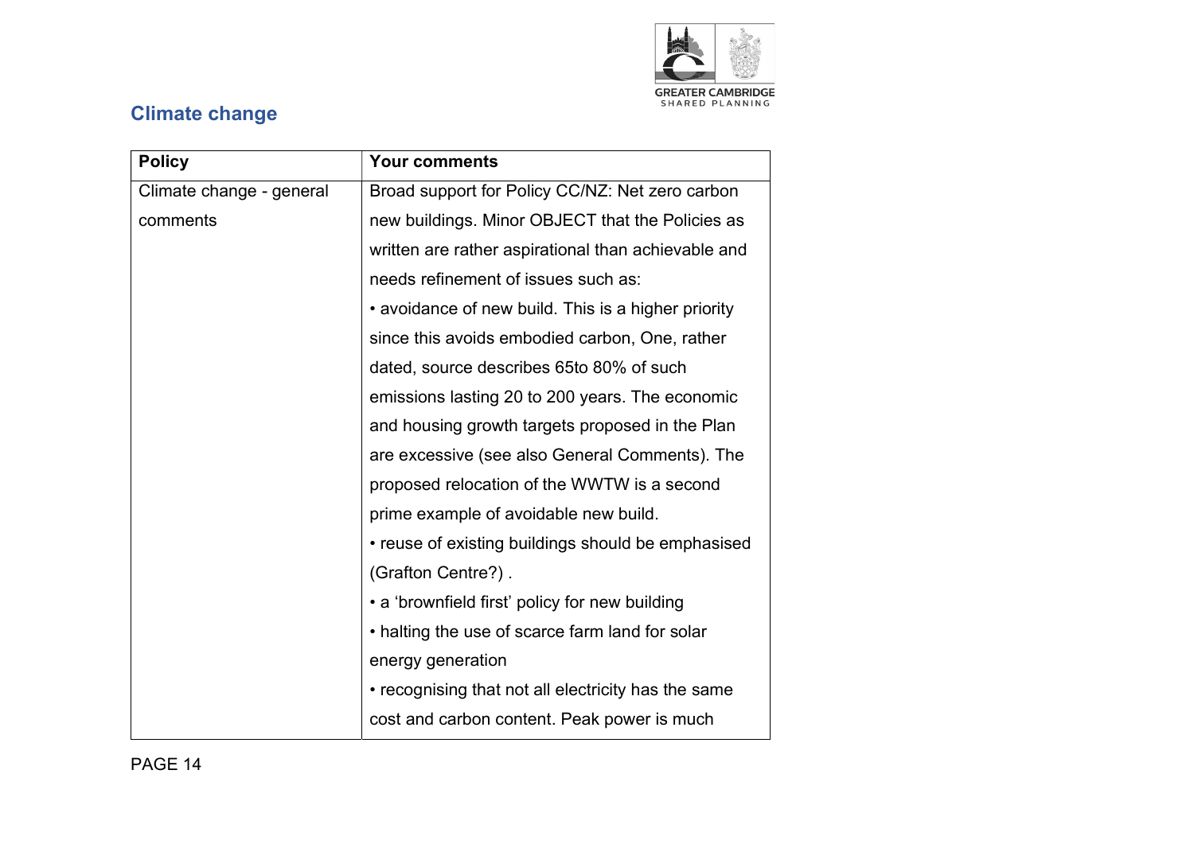## Climate change

| Policy | Your comments |
|---|---|
| Climate change - general comments | Broad support for Policy CC/NZ: Net zero carbon new buildings. Minor OBJECT that the Policies as written are rather aspirational than achievable and needs refinement of issues such as:<br>• avoidance of new build. This is a higher priority since this avoids embodied carbon, One, rather dated, source describes 65to 80% of such emissions lasting 20 to 200 years. The economic and housing growth targets proposed in the Plan are excessive (see also General Comments). The proposed relocation of the WWTW is a second prime example of avoidable new build.<br>• reuse of existing buildings should be emphasised (Grafton Centre?) .<br>• a 'brownfield first' policy for new building<br>• halting the use of scarce farm land for solar energy generation<br>• recognising that not all electricity has the same cost and carbon content. Peak power is much |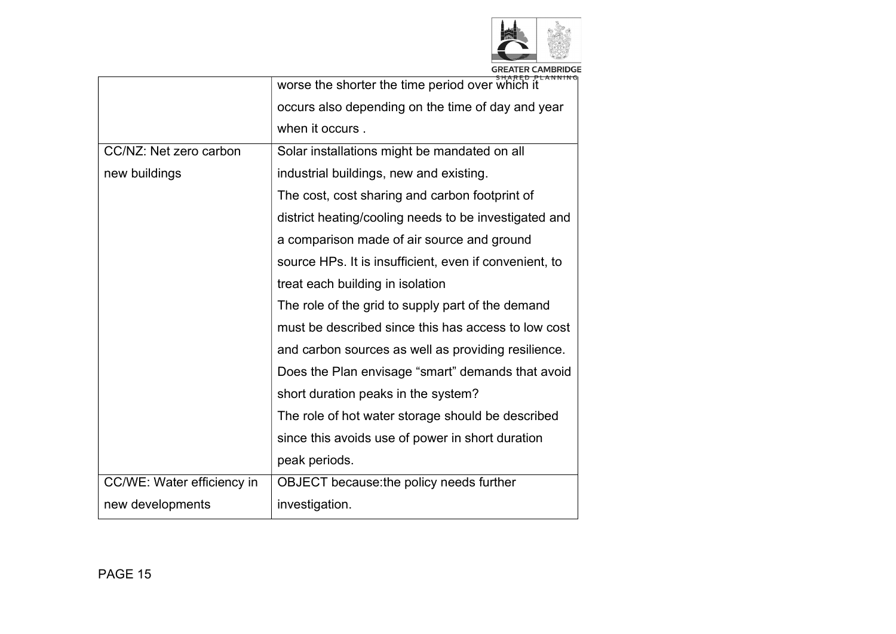| | |
|---|---|
| | worse the shorter the time period over which it occurs also depending on the time of day and year when it occurs . |
| CC/NZ: Net zero carbon new buildings | Solar installations might be mandated on all industrial buildings, new and existing. The cost, cost sharing and carbon footprint of district heating/cooling needs to be investigated and a comparison made of air source and ground source HPs. It is insufficient, even if convenient, to treat each building in isolation The role of the grid to supply part of the demand must be described since this has access to low cost and carbon sources as well as providing resilience. Does the Plan envisage "smart" demands that avoid short duration peaks in the system? The role of hot water storage should be described since this avoids use of power in short duration peak periods. |
| CC/WE: Water efficiency in new developments | OBJECT because:the policy needs further investigation. |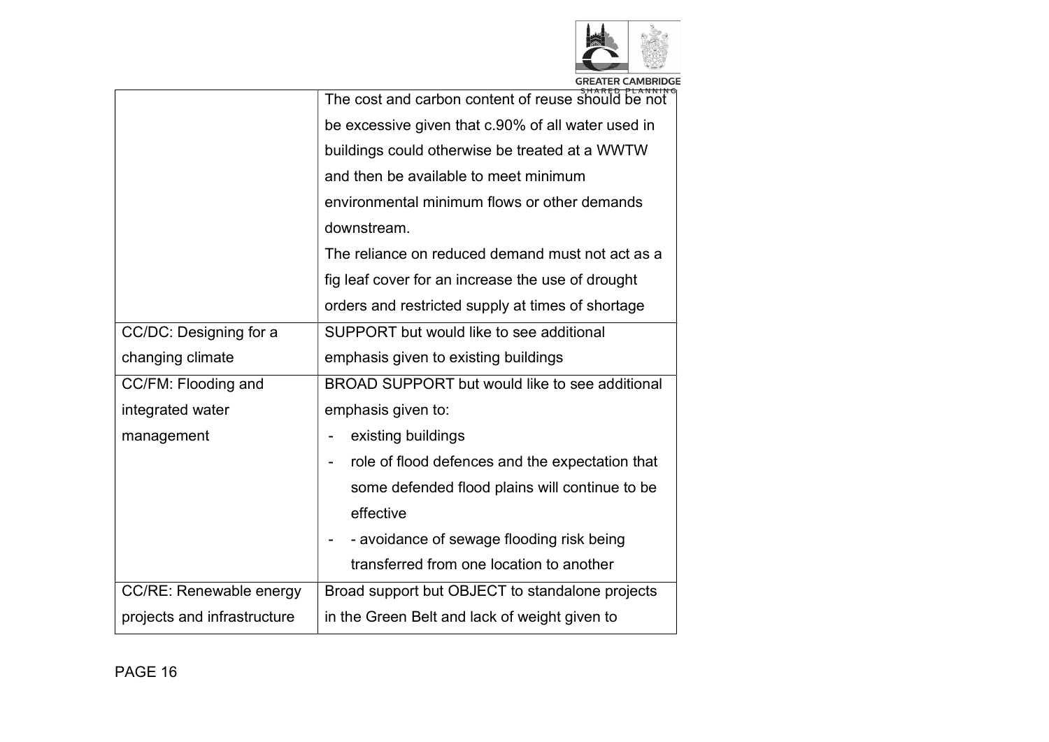| | |
|---|---|
| | The cost and carbon content of reuse should be not be excessive given that c.90% of all water used in buildings could otherwise be treated at a WWTW and then be available to meet minimum environmental minimum flows or other demands downstream.<br>The reliance on reduced demand must not act as a fig leaf cover for an increase the use of drought orders and restricted supply at times of shortage |
| CC/DC: Designing for a changing climate | SUPPORT but would like to see additional emphasis given to existing buildings |
| CC/FM: Flooding and integrated water management | BROAD SUPPORT but would like to see additional emphasis given to:<br>- existing buildings<br>- role of flood defences and the expectation that some defended flood plains will continue to be effective<br>- - avoidance of sewage flooding risk being transferred from one location to another |
| CC/RE: Renewable energy projects and infrastructure | Broad support but OBJECT to standalone projects in the Green Belt and lack of weight given to |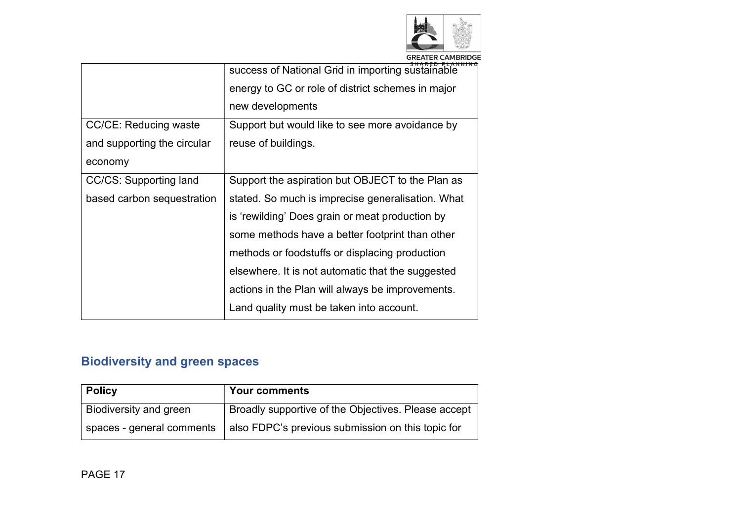| | |
|---|---|
| | success of National Grid in importing sustainable energy to GC or role of district schemes in major new developments |
| CC/CE: Reducing waste and supporting the circular economy | Support but would like to see more avoidance by reuse of buildings. |
| CC/CS: Supporting land based carbon sequestration | Support the aspiration but OBJECT to the Plan as stated. So much is imprecise generalisation. What is 'rewilding' Does grain or meat production by some methods have a better footprint than other methods or foodstuffs or displacing production elsewhere. It is not automatic that the suggested actions in the Plan will always be improvements. Land quality must be taken into account. |

## Biodiversity and green spaces

| Policy | Your comments |
|---|---|
| Biodiversity and green spaces - general comments | Broadly supportive of the Objectives. Please accept also FDPC's previous submission on this topic for |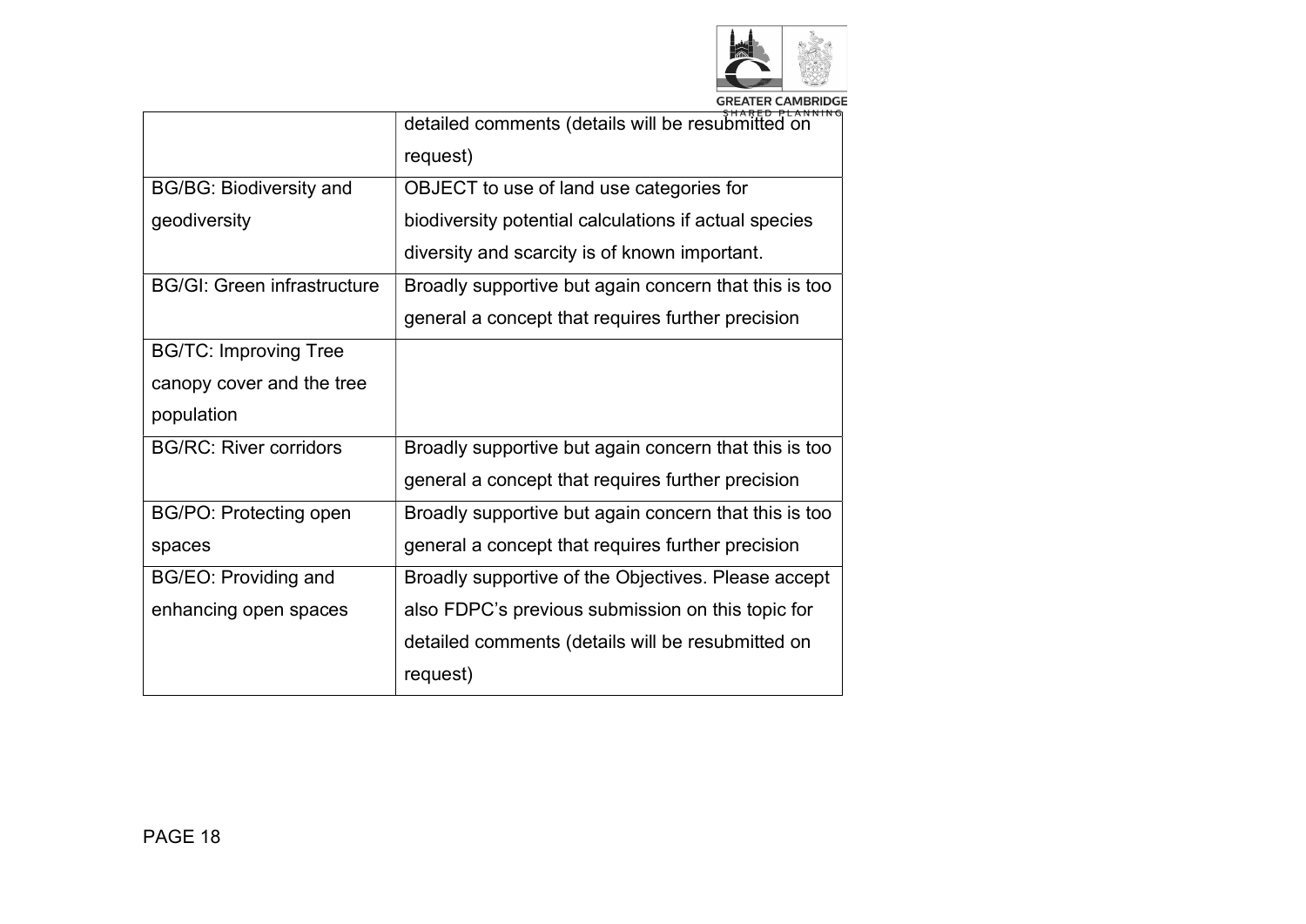| | |
|---|---|
| | detailed comments (details will be resubmitted on request) |
| BG/BG: Biodiversity and geodiversity | OBJECT to use of land use categories for biodiversity potential calculations if actual species diversity and scarcity is of known important. |
| BG/GI: Green infrastructure | Broadly supportive but again concern that this is too general a concept that requires further precision |
| BG/TC: Improving Tree canopy cover and the tree population | |
| BG/RC: River corridors | Broadly supportive but again concern that this is too general a concept that requires further precision |
| BG/PO: Protecting open spaces | Broadly supportive but again concern that this is too general a concept that requires further precision |
| BG/EO: Providing and enhancing open spaces | Broadly supportive of the Objectives. Please accept also FDPC's previous submission on this topic for detailed comments (details will be resubmitted on request) |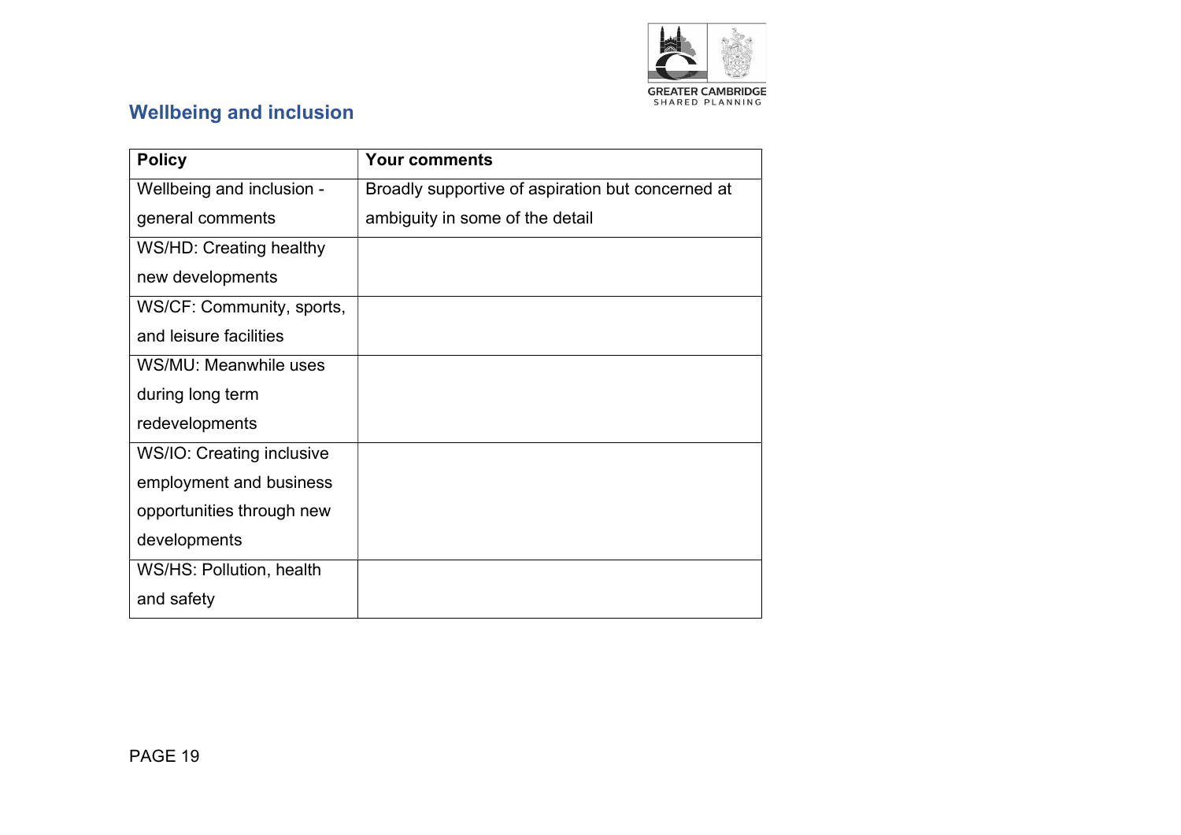## Wellbeing and inclusion

| Policy | Your comments |
|---|---|
| Wellbeing and inclusion - general comments | Broadly supportive of aspiration but concerned at ambiguity in some of the detail |
| WS/HD: Creating healthy new developments | |
| WS/CF: Community, sports, and leisure facilities | |
| WS/MU: Meanwhile uses during long term redevelopments | |
| WS/IO: Creating inclusive employment and business opportunities through new developments | |
| WS/HS: Pollution, health and safety | |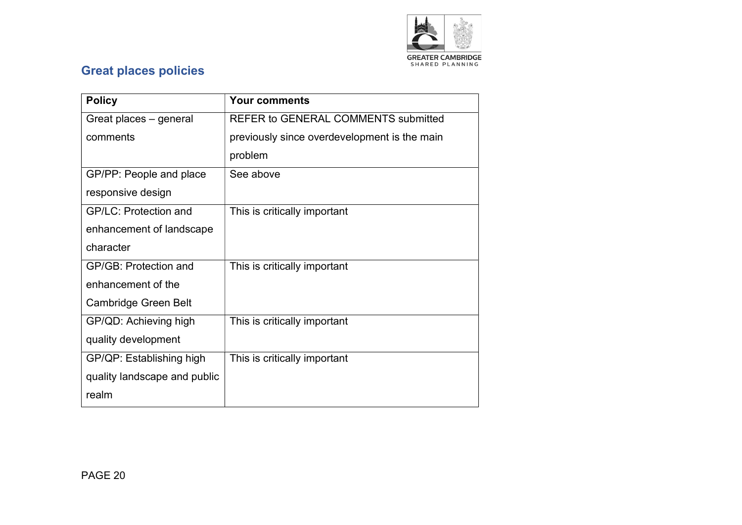## Great places policies

| Policy | Your comments |
|---|---|
| Great places – general comments | REFER to GENERAL COMMENTS submitted previously since overdevelopment is the main problem |
| GP/PP: People and place responsive design | See above |
| GP/LC: Protection and enhancement of landscape character | This is critically important |
| GP/GB: Protection and enhancement of the Cambridge Green Belt | This is critically important |
| GP/QD: Achieving high quality development | This is critically important |
| GP/QP: Establishing high quality landscape and public realm | This is critically important |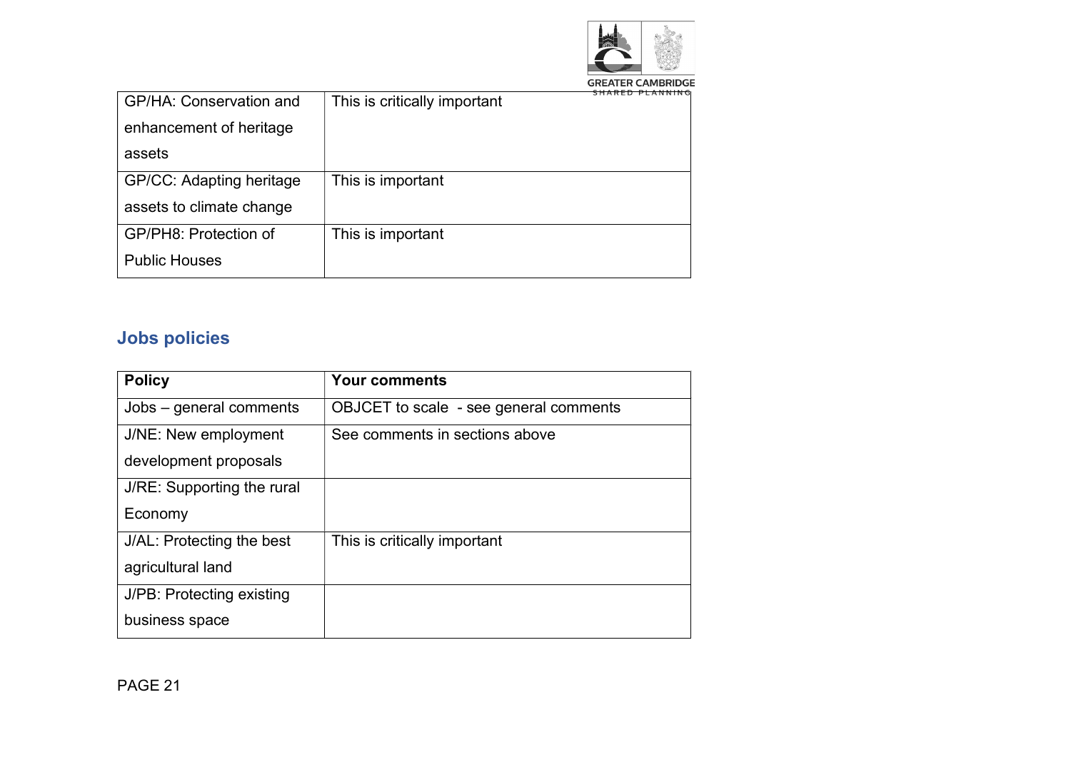| | |
|---|---|
| GP/HA: Conservation and enhancement of heritage assets | This is critically important |
| GP/CC: Adapting heritage assets to climate change | This is important |
| GP/PH8: Protection of Public Houses | This is important |

## Jobs policies

| Policy | Your comments |
|---|---|
| Jobs – general comments | OBJCET to scale - see general comments |
| J/NE: New employment development proposals | See comments in sections above |
| J/RE: Supporting the rural Economy | |
| J/AL: Protecting the best agricultural land | This is critically important |
| J/PB: Protecting existing business space | |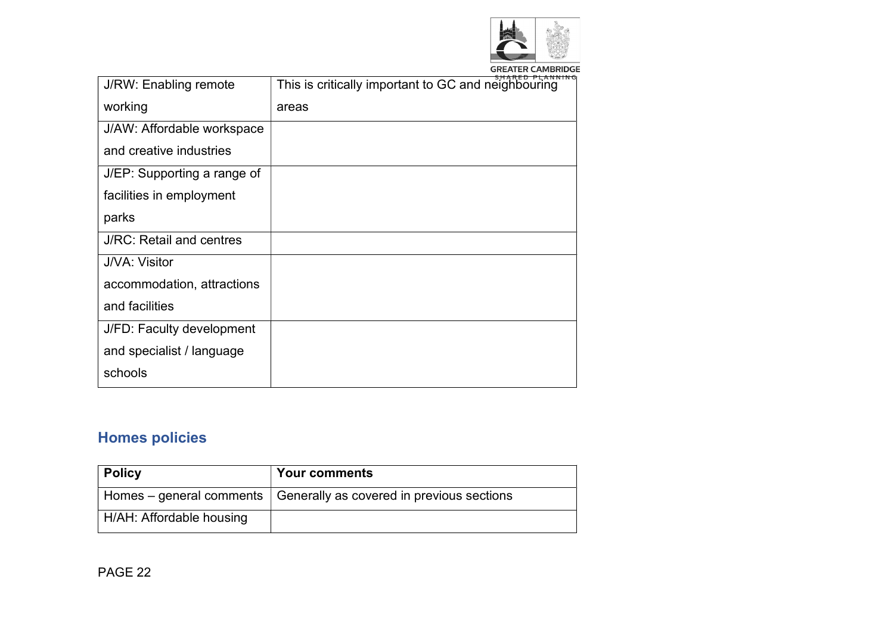| | |
|---|---|
| J/RW: Enabling remote working | This is critically important to GC and neighbouring areas |
| J/AW: Affordable workspace and creative industries | |
| J/EP: Supporting a range of facilities in employment parks | |
| J/RC: Retail and centres | |
| J/VA: Visitor accommodation, attractions and facilities | |
| J/FD: Faculty development and specialist / language schools | |

## Homes policies

| Policy | Your comments |
|---|---|
| Homes – general comments | Generally as covered in previous sections |
| H/AH: Affordable housing | |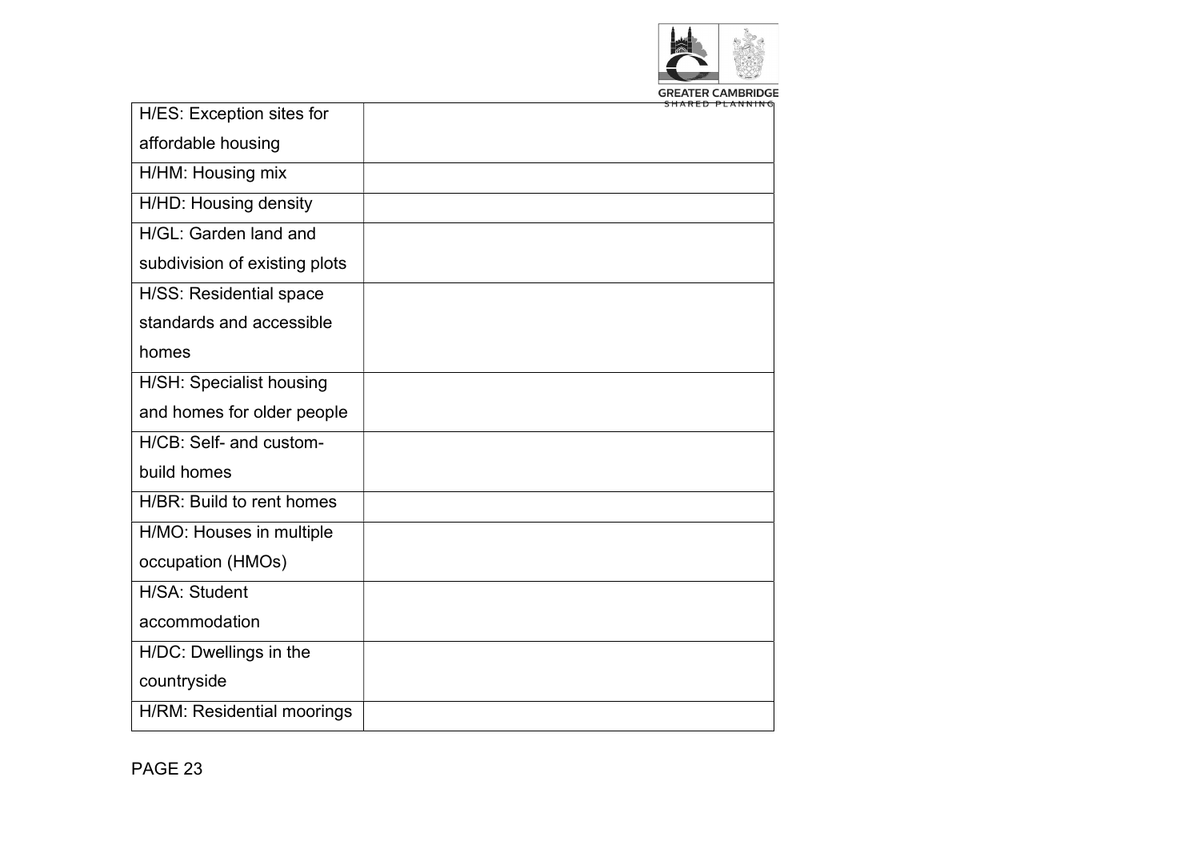| | |
|---|---|
| H/ES: Exception sites for affordable housing | |
| H/HM: Housing mix | |
| H/HD: Housing density | |
| H/GL: Garden land and subdivision of existing plots | |
| H/SS: Residential space standards and accessible homes | |
| H/SH: Specialist housing and homes for older people | |
| H/CB: Self- and custom-build homes | |
| H/BR: Build to rent homes | |
| H/MO: Houses in multiple occupation (HMOs) | |
| H/SA: Student accommodation | |
| H/DC: Dwellings in the countryside | |
| H/RM: Residential moorings | |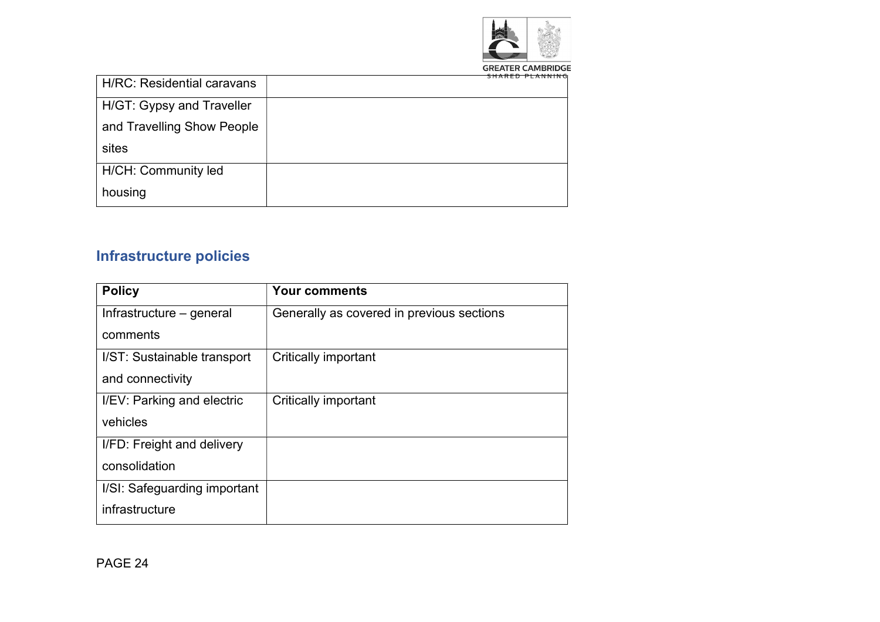| | |
|---|---|
| H/RC: Residential caravans | |
| H/GT: Gypsy and Traveller and Travelling Show People sites | |
| H/CH: Community led housing | |

## Infrastructure policies

| Policy | Your comments |
|---|---|
| Infrastructure – general comments | Generally as covered in previous sections |
| I/ST: Sustainable transport and connectivity | Critically important |
| I/EV: Parking and electric vehicles | Critically important |
| I/FD: Freight and delivery consolidation | |
| I/SI: Safeguarding important infrastructure | |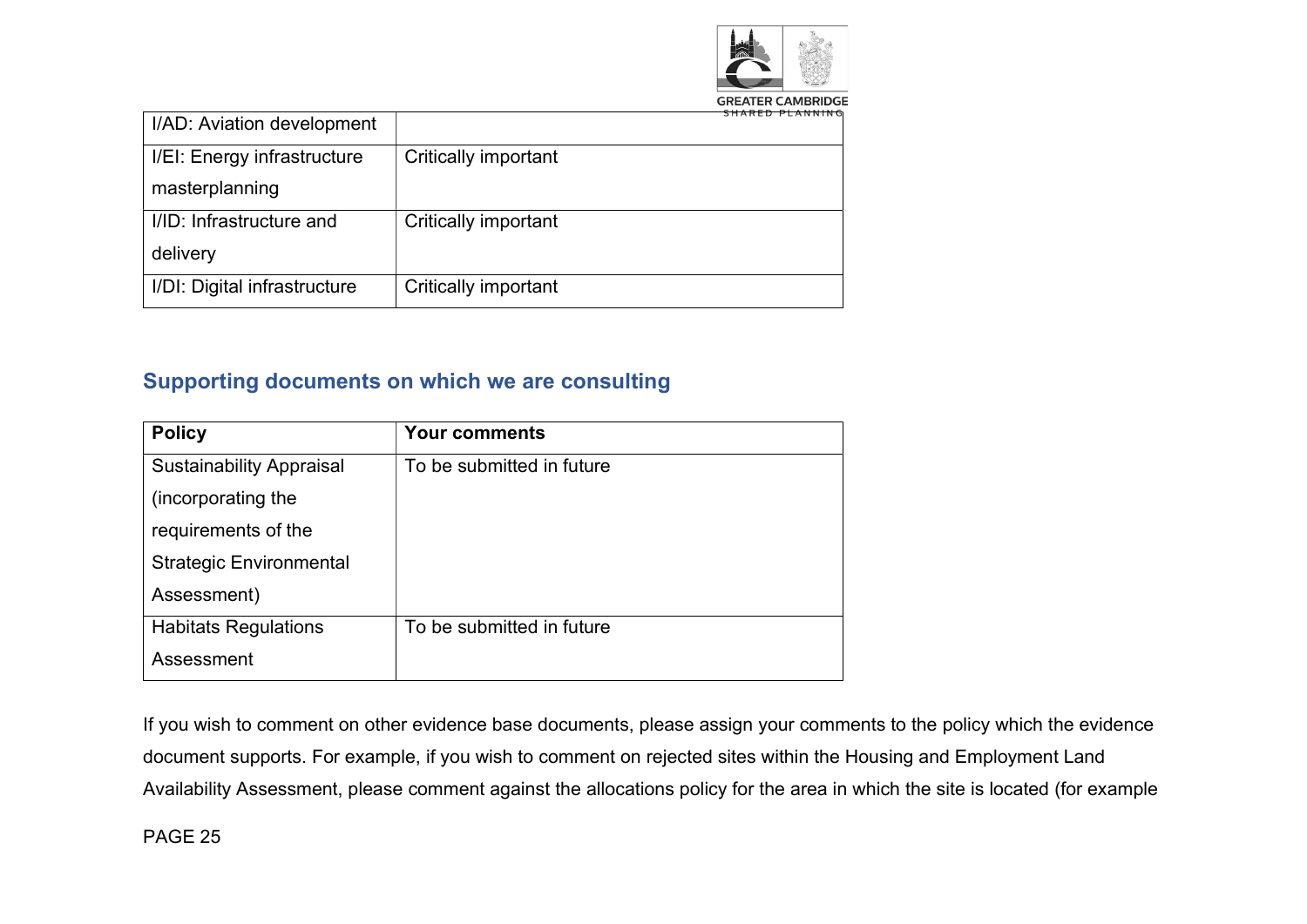| I/AD: Aviation development | |
| --- | --- |
| I/EI: Energy infrastructure masterplanning | Critically important |
| I/ID: Infrastructure and delivery | Critically important |
| I/DI: Digital infrastructure | Critically important |

## Supporting documents on which we are consulting

| Policy | Your comments |
| --- | --- |
| Sustainability Appraisal (incorporating the requirements of the Strategic Environmental Assessment) | To be submitted in future |
| Habitats Regulations Assessment | To be submitted in future |

If you wish to comment on other evidence base documents, please assign your comments to the policy which the evidence document supports. For example, if you wish to comment on rejected sites within the Housing and Employment Land Availability Assessment, please comment against the allocations policy for the area in which the site is located (for example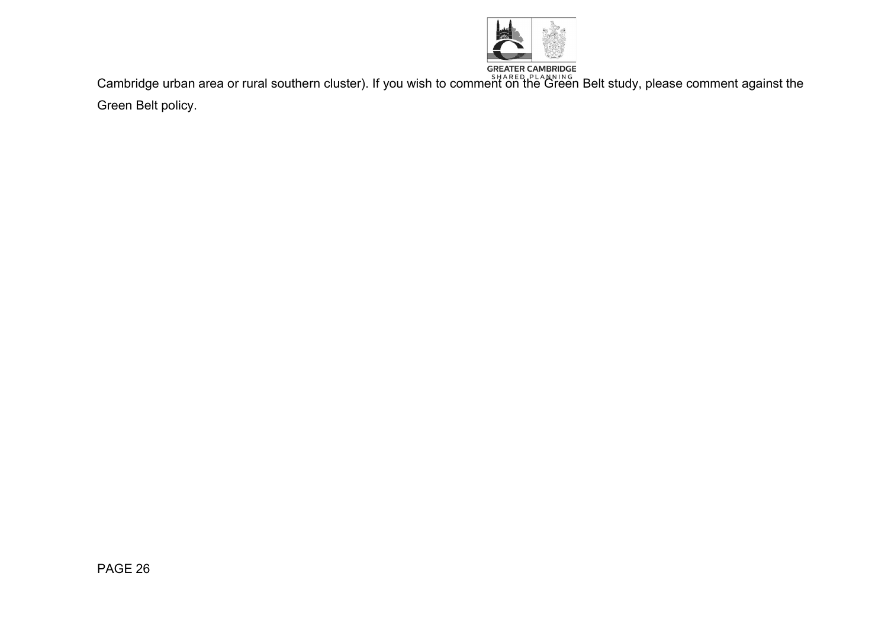Cambridge urban area or rural southern cluster). If you wish to comment on the Green Belt study, please comment against the Green Belt policy.